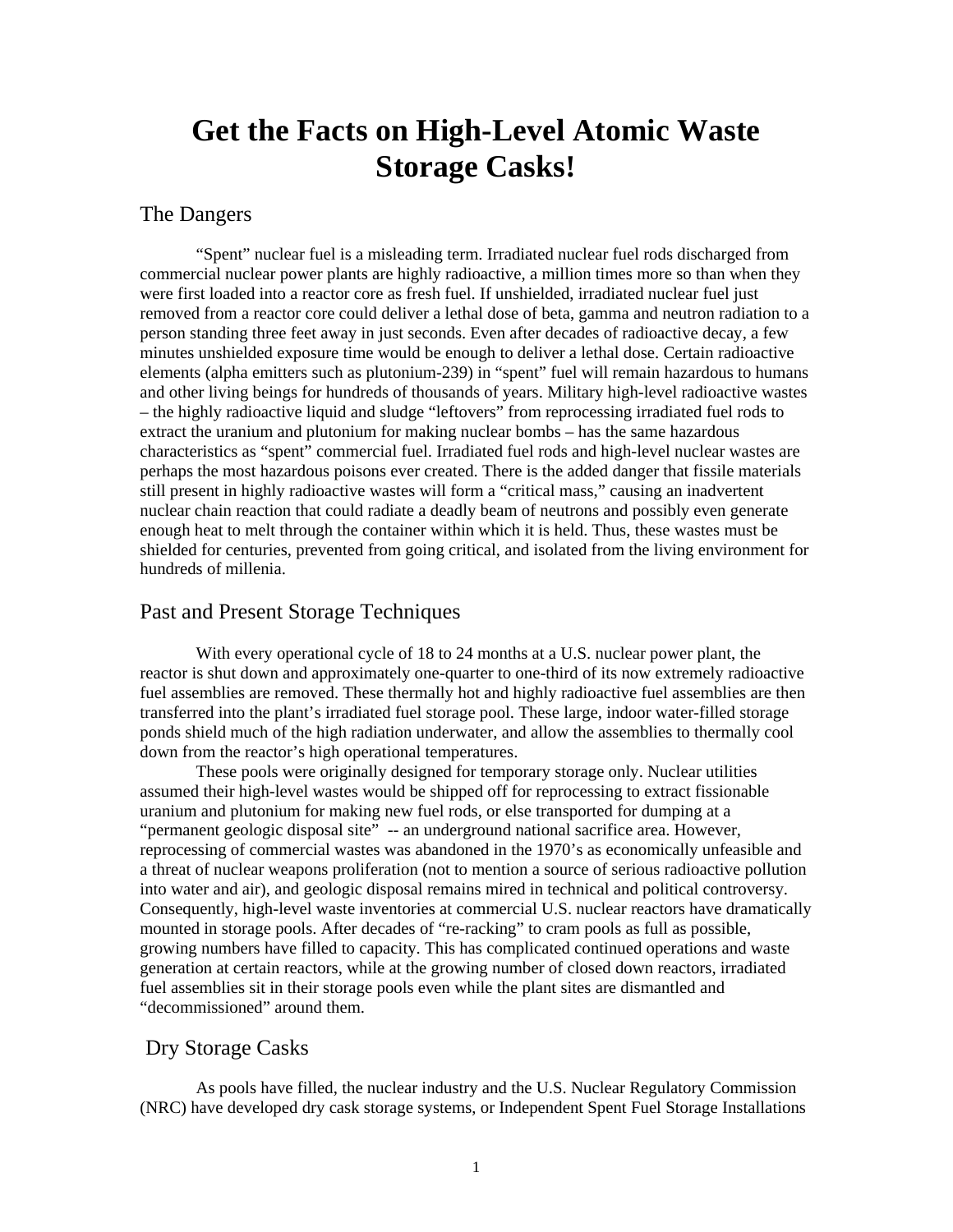# Get the Facts on High-Level Atomic Waste Storage Casks!

## The Dangers

"Spent" nuclear fuel is a misleading term. Irradiated nuclear fuel rods discharged from commercial nuclear power plants are highly radioactive, a million times more so than when they were first loaded into a reactor core as fresh fuel. If unshielded, irradiated nuclear fuel just removed from a reactor core could deliver a lethal dose of beta, gamma and neutron radiation to a person standing three feet away in just seconds. Even after decades of radioactive decay, a few minutes unshielded exposure time would be enough to deliver a lethal dose. Certain radioactive elements (alpha emitters such as plutonium-239) in "spent" fuel will remain hazardous to humans and other living beings for hundreds of thousands of years. Military high-level radioactive wastes – the highly radioactive liquid and sludge "leftovers" from reprocessing irradiated fuel rods to extract the uranium and plutonium for making nuclear bombs – has the same hazardous characteristics as "spent" commercial fuel. Irradiated fuel rods and high-level nuclear wastes are perhaps the most hazardous poisons ever created. There is the added danger that fissile materials still present in highly radioactive wastes will form a "critical mass," causing an inadvertent nuclear chain reaction that could radiate a deadly beam of neutrons and possibly even generate enough heat to melt through the container within which it is held. Thus, these wastes must be shielded for centuries, prevented from going critical, and isolated from the living environment for hundreds of millenia.

## Past and Present Storage Techniques

With every operational cycle of 18 to 24 months at a U.S. nuclear power plant, the reactor is shut down and approximately one-quarter to one-third of its now extremely radioactive fuel assemblies are removed. These thermally hot and highly radioactive fuel assemblies are then transferred into the plant's irradiated fuel storage pool. These large, indoor water-filled storage ponds shield much of the high radiation underwater, and allow the assemblies to thermally cool down from the reactor's high operational temperatures.

These pools were originally designed for temporary storage only. Nuclear utilities assumed their high-level wastes would be shipped off for reprocessing to extract fissionable uranium and plutonium for making new fuel rods, or else transported for dumping at a "permanent geologic disposal site" -- an underground national sacrifice area. However, reprocessing of commercial wastes was abandoned in the 1970's as economically unfeasible and a threat of nuclear weapons proliferation (not to mention a source of serious radioactive pollution into water and air), and geologic disposal remains mired in technical and political controversy. Consequently, high-level waste inventories at commercial U.S. nuclear reactors have dramatically mounted in storage pools. After decades of "re-racking" to cram pools as full as possible, growing numbers have filled to capacity. This has complicated continued operations and waste generation at certain reactors, while at the growing number of closed down reactors, irradiated fuel assemblies sit in their storage pools even while the plant sites are dismantled and "decommissioned" around them.

## Dry Storage Casks

As pools have filled, the nuclear industry and the U.S. Nuclear Regulatory Commission (NRC) have developed dry cask storage systems, or Independent Spent Fuel Storage Installations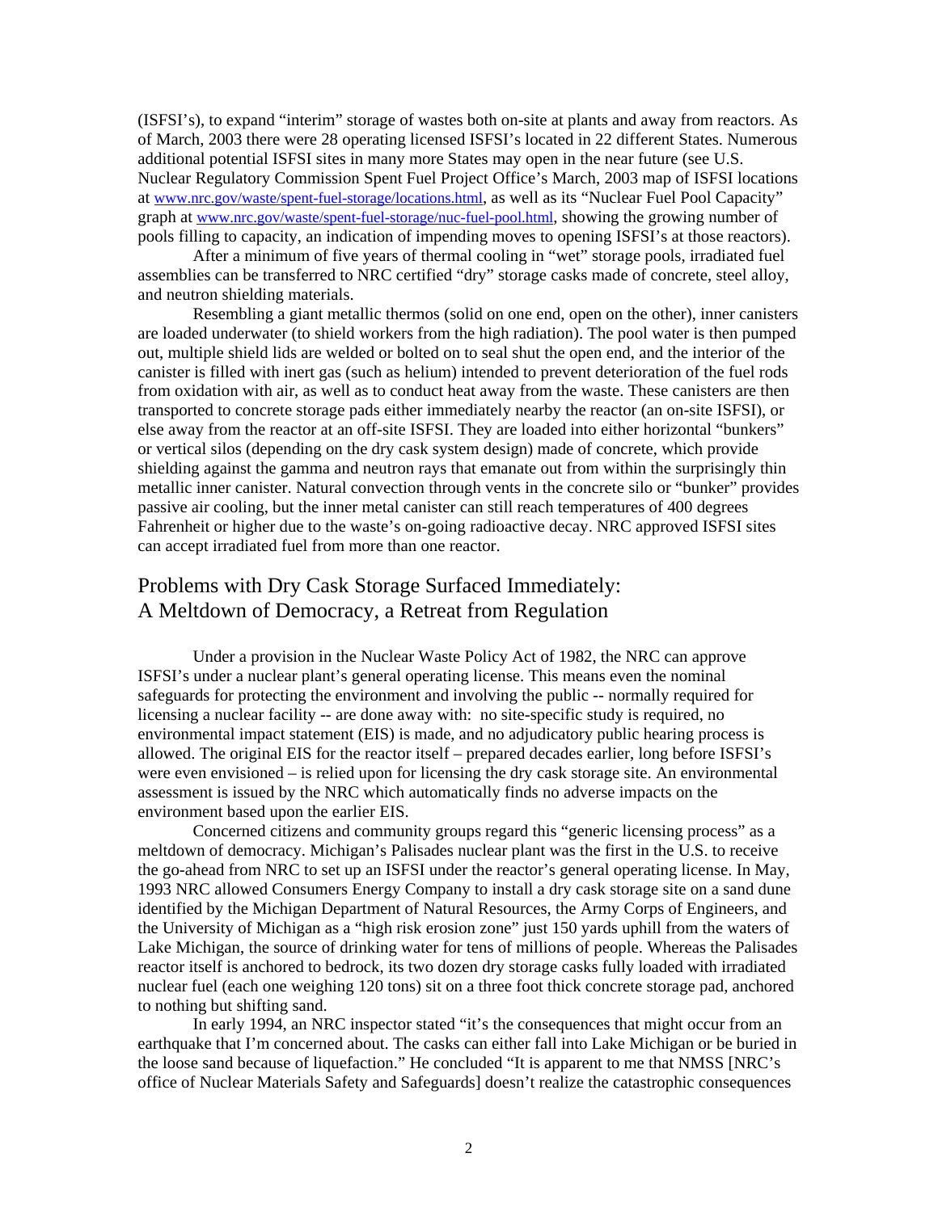(ISFSI's), to expand "interim" storage of wastes both on-site at plants and away from reactors. As of March, 2003 there were 28 operating licensed ISFSI's located in 22 different States. Numerous additional potential ISFSI sites in many more States may open in the near future (see U.S. Nuclear Regulatory Commission Spent Fuel Project Office's March, 2003 map of ISFSI locations at www.nrc.gov/waste/spent-fuel-storage/locations.html, as well as its "Nuclear Fuel Pool Capacity" graph at www.nrc.gov/waste/spent-fuel-storage/nuc-fuel-pool.html, showing the growing number of pools filling to capacity, an indication of impending moves to opening ISFSI's at those reactors).

After a minimum of five years of thermal cooling in "wet" storage pools, irradiated fuel assemblies can be transferred to NRC certified "dry" storage casks made of concrete, steel alloy, and neutron shielding materials.

Resembling a giant metallic thermos (solid on one end, open on the other), inner canisters are loaded underwater (to shield workers from the high radiation). The pool water is then pumped out, multiple shield lids are welded or bolted on to seal shut the open end, and the interior of the canister is filled with inert gas (such as helium) intended to prevent deterioration of the fuel rods from oxidation with air, as well as to conduct heat away from the waste. These canisters are then transported to concrete storage pads either immediately nearby the reactor (an on-site ISFSI), or else away from the reactor at an off-site ISFSI. They are loaded into either horizontal "bunkers" or vertical silos (depending on the dry cask system design) made of concrete, which provide shielding against the gamma and neutron rays that emanate out from within the surprisingly thin metallic inner canister. Natural convection through vents in the concrete silo or "bunker" provides passive air cooling, but the inner metal canister can still reach temperatures of 400 degrees Fahrenheit or higher due to the waste's on-going radioactive decay. NRC approved ISFSI sites can accept irradiated fuel from more than one reactor.

## Problems with Dry Cask Storage Surfaced Immediately: A Meltdown of Democracy, a Retreat from Regulation

Under a provision in the Nuclear Waste Policy Act of 1982, the NRC can approve ISFSI's under a nuclear plant's general operating license. This means even the nominal safeguards for protecting the environment and involving the public -- normally required for licensing a nuclear facility -- are done away with: no site-specific study is required, no environmental impact statement (EIS) is made, and no adjudicatory public hearing process is allowed. The original EIS for the reactor itself – prepared decades earlier, long before ISFSI's were even envisioned – is relied upon for licensing the dry cask storage site. An environmental assessment is issued by the NRC which automatically finds no adverse impacts on the environment based upon the earlier EIS.

Concerned citizens and community groups regard this "generic licensing process" as a meltdown of democracy. Michigan's Palisades nuclear plant was the first in the U.S. to receive the go-ahead from NRC to set up an ISFSI under the reactor's general operating license. In May, 1993 NRC allowed Consumers Energy Company to install a dry cask storage site on a sand dune identified by the Michigan Department of Natural Resources, the Army Corps of Engineers, and the University of Michigan as a "high risk erosion zone" just 150 yards uphill from the waters of Lake Michigan, the source of drinking water for tens of millions of people. Whereas the Palisades reactor itself is anchored to bedrock, its two dozen dry storage casks fully loaded with irradiated nuclear fuel (each one weighing 120 tons) sit on a three foot thick concrete storage pad, anchored to nothing but shifting sand.

In early 1994, an NRC inspector stated "it's the consequences that might occur from an earthquake that I'm concerned about. The casks can either fall into Lake Michigan or be buried in the loose sand because of liquefaction." He concluded "It is apparent to me that NMSS [NRC's office of Nuclear Materials Safety and Safeguards] doesn't realize the catastrophic consequences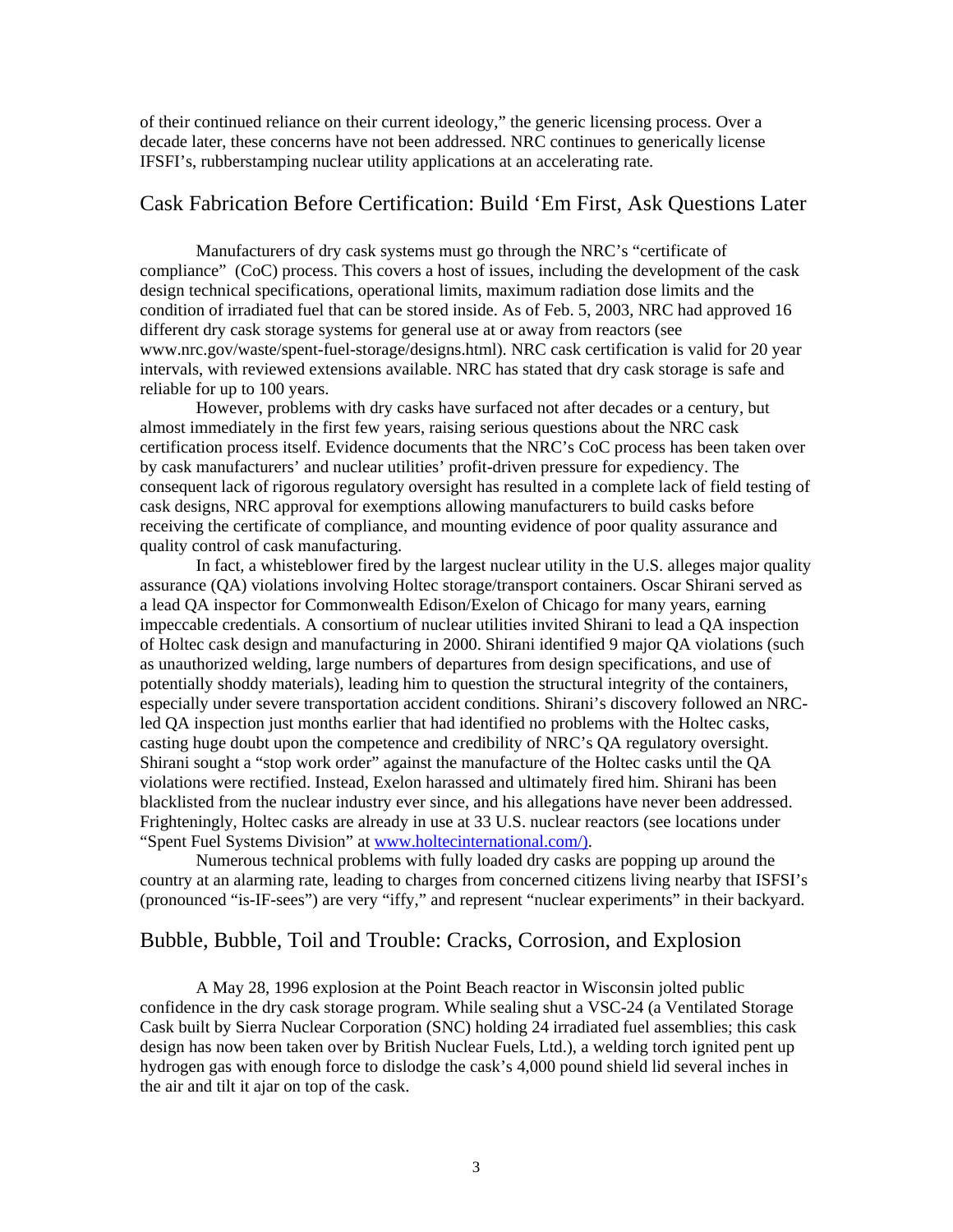of their continued reliance on their current ideology," the generic licensing process. Over a decade later, these concerns have not been addressed. NRC continues to generically license IFSFI's, rubberstamping nuclear utility applications at an accelerating rate.

## Cask Fabrication Before Certification: Build 'Em First, Ask Questions Later

Manufacturers of dry cask systems must go through the NRC's "certificate of compliance" (CoC) process. This covers a host of issues, including the development of the cask design technical specifications, operational limits, maximum radiation dose limits and the condition of irradiated fuel that can be stored inside. As of Feb. 5, 2003, NRC had approved 16 different dry cask storage systems for general use at or away from reactors (see www.nrc.gov/waste/spent-fuel-storage/designs.html). NRC cask certification is valid for 20 year intervals, with reviewed extensions available. NRC has stated that dry cask storage is safe and reliable for up to 100 years.

However, problems with dry casks have surfaced not after decades or a century, but almost immediately in the first few years, raising serious questions about the NRC cask certification process itself. Evidence documents that the NRC's CoC process has been taken over by cask manufacturers' and nuclear utilities' profit-driven pressure for expediency. The consequent lack of rigorous regulatory oversight has resulted in a complete lack of field testing of cask designs, NRC approval for exemptions allowing manufacturers to build casks before receiving the certificate of compliance, and mounting evidence of poor quality assurance and quality control of cask manufacturing.

In fact, a whisteblower fired by the largest nuclear utility in the U.S. alleges major quality assurance (QA) violations involving Holtec storage/transport containers. Oscar Shirani served as a lead QA inspector for Commonwealth Edison/Exelon of Chicago for many years, earning impeccable credentials. A consortium of nuclear utilities invited Shirani to lead a QA inspection of Holtec cask design and manufacturing in 2000. Shirani identified 9 major QA violations (such as unauthorized welding, large numbers of departures from design specifications, and use of potentially shoddy materials), leading him to question the structural integrity of the containers, especially under severe transportation accident conditions. Shirani's discovery followed an NRC-led QA inspection just months earlier that had identified no problems with the Holtec casks, casting huge doubt upon the competence and credibility of NRC's QA regulatory oversight. Shirani sought a "stop work order" against the manufacture of the Holtec casks until the QA violations were rectified. Instead, Exelon harassed and ultimately fired him. Shirani has been blacklisted from the nuclear industry ever since, and his allegations have never been addressed. Frighteningly, Holtec casks are already in use at 33 U.S. nuclear reactors (see locations under "Spent Fuel Systems Division" at www.holtecinternational.com/).

Numerous technical problems with fully loaded dry casks are popping up around the country at an alarming rate, leading to charges from concerned citizens living nearby that ISFSI's (pronounced "is-IF-sees") are very "iffy," and represent "nuclear experiments" in their backyard.

## Bubble, Bubble, Toil and Trouble: Cracks, Corrosion, and Explosion

A May 28, 1996 explosion at the Point Beach reactor in Wisconsin jolted public confidence in the dry cask storage program. While sealing shut a VSC-24 (a Ventilated Storage Cask built by Sierra Nuclear Corporation (SNC) holding 24 irradiated fuel assemblies; this cask design has now been taken over by British Nuclear Fuels, Ltd.), a welding torch ignited pent up hydrogen gas with enough force to dislodge the cask's 4,000 pound shield lid several inches in the air and tilt it ajar on top of the cask.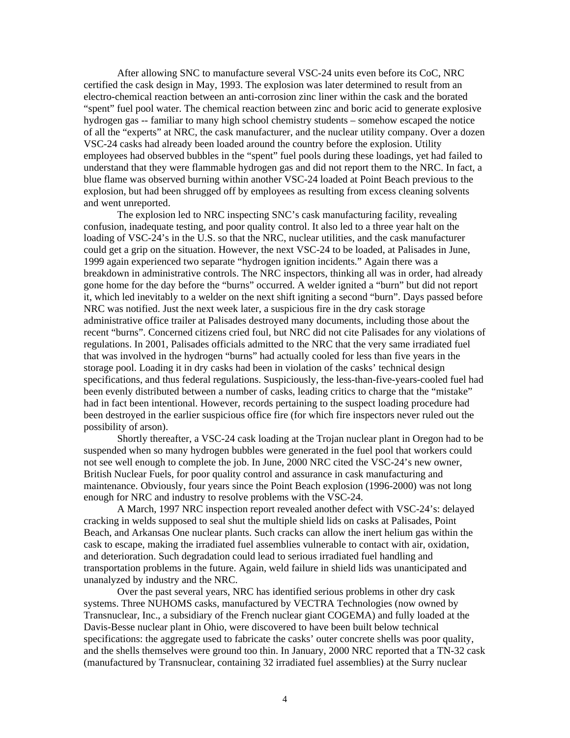After allowing SNC to manufacture several VSC-24 units even before its CoC, NRC certified the cask design in May, 1993. The explosion was later determined to result from an electro-chemical reaction between an anti-corrosion zinc liner within the cask and the borated "spent" fuel pool water. The chemical reaction between zinc and boric acid to generate explosive hydrogen gas -- familiar to many high school chemistry students – somehow escaped the notice of all the "experts" at NRC, the cask manufacturer, and the nuclear utility company. Over a dozen VSC-24 casks had already been loaded around the country before the explosion. Utility employees had observed bubbles in the "spent" fuel pools during these loadings, yet had failed to understand that they were flammable hydrogen gas and did not report them to the NRC. In fact, a blue flame was observed burning within another VSC-24 loaded at Point Beach previous to the explosion, but had been shrugged off by employees as resulting from excess cleaning solvents and went unreported.

The explosion led to NRC inspecting SNC's cask manufacturing facility, revealing confusion, inadequate testing, and poor quality control. It also led to a three year halt on the loading of VSC-24's in the U.S. so that the NRC, nuclear utilities, and the cask manufacturer could get a grip on the situation. However, the next VSC-24 to be loaded, at Palisades in June, 1999 again experienced two separate "hydrogen ignition incidents." Again there was a breakdown in administrative controls. The NRC inspectors, thinking all was in order, had already gone home for the day before the "burns" occurred. A welder ignited a "burn" but did not report it, which led inevitably to a welder on the next shift igniting a second "burn". Days passed before NRC was notified. Just the next week later, a suspicious fire in the dry cask storage administrative office trailer at Palisades destroyed many documents, including those about the recent "burns". Concerned citizens cried foul, but NRC did not cite Palisades for any violations of regulations. In 2001, Palisades officials admitted to the NRC that the very same irradiated fuel that was involved in the hydrogen "burns" had actually cooled for less than five years in the storage pool. Loading it in dry casks had been in violation of the casks' technical design specifications, and thus federal regulations. Suspiciously, the less-than-five-years-cooled fuel had been evenly distributed between a number of casks, leading critics to charge that the "mistake" had in fact been intentional. However, records pertaining to the suspect loading procedure had been destroyed in the earlier suspicious office fire (for which fire inspectors never ruled out the possibility of arson).

Shortly thereafter, a VSC-24 cask loading at the Trojan nuclear plant in Oregon had to be suspended when so many hydrogen bubbles were generated in the fuel pool that workers could not see well enough to complete the job. In June, 2000 NRC cited the VSC-24's new owner, British Nuclear Fuels, for poor quality control and assurance in cask manufacturing and maintenance. Obviously, four years since the Point Beach explosion (1996-2000) was not long enough for NRC and industry to resolve problems with the VSC-24.

A March, 1997 NRC inspection report revealed another defect with VSC-24's: delayed cracking in welds supposed to seal shut the multiple shield lids on casks at Palisades, Point Beach, and Arkansas One nuclear plants. Such cracks can allow the inert helium gas within the cask to escape, making the irradiated fuel assemblies vulnerable to contact with air, oxidation, and deterioration. Such degradation could lead to serious irradiated fuel handling and transportation problems in the future. Again, weld failure in shield lids was unanticipated and unanalyzed by industry and the NRC.

Over the past several years, NRC has identified serious problems in other dry cask systems. Three NUHOMS casks, manufactured by VECTRA Technologies (now owned by Transnuclear, Inc., a subsidiary of the French nuclear giant COGEMA) and fully loaded at the Davis-Besse nuclear plant in Ohio, were discovered to have been built below technical specifications: the aggregate used to fabricate the casks' outer concrete shells was poor quality, and the shells themselves were ground too thin. In January, 2000 NRC reported that a TN-32 cask (manufactured by Transnuclear, containing 32 irradiated fuel assemblies) at the Surry nuclear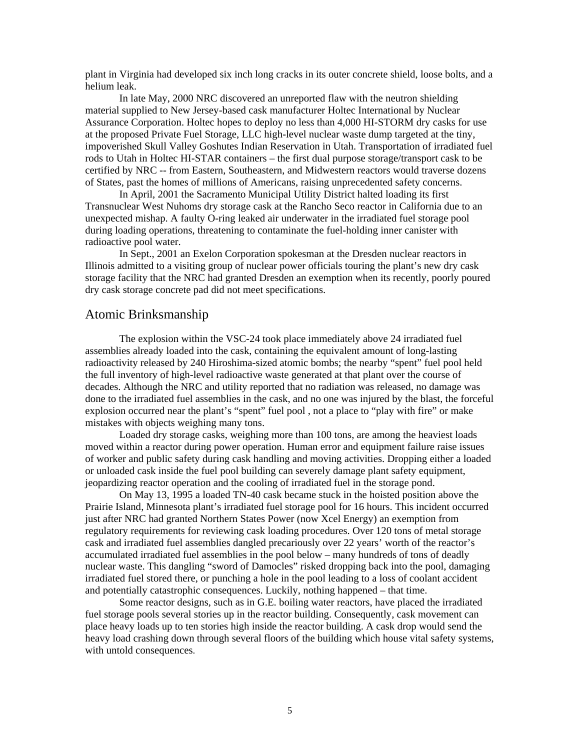plant in Virginia had developed six inch long cracks in its outer concrete shield, loose bolts, and a helium leak.

In late May, 2000 NRC discovered an unreported flaw with the neutron shielding material supplied to New Jersey-based cask manufacturer Holtec International by Nuclear Assurance Corporation. Holtec hopes to deploy no less than 4,000 HI-STORM dry casks for use at the proposed Private Fuel Storage, LLC high-level nuclear waste dump targeted at the tiny, impoverished Skull Valley Goshutes Indian Reservation in Utah. Transportation of irradiated fuel rods to Utah in Holtec HI-STAR containers – the first dual purpose storage/transport cask to be certified by NRC -- from Eastern, Southeastern, and Midwestern reactors would traverse dozens of States, past the homes of millions of Americans, raising unprecedented safety concerns.

In April, 2001 the Sacramento Municipal Utility District halted loading its first Transnuclear West Nuhoms dry storage cask at the Rancho Seco reactor in California due to an unexpected mishap. A faulty O-ring leaked air underwater in the irradiated fuel storage pool during loading operations, threatening to contaminate the fuel-holding inner canister with radioactive pool water.

In Sept., 2001 an Exelon Corporation spokesman at the Dresden nuclear reactors in Illinois admitted to a visiting group of nuclear power officials touring the plant's new dry cask storage facility that the NRC had granted Dresden an exemption when its recently, poorly poured dry cask storage concrete pad did not meet specifications.

## Atomic Brinksmanship

The explosion within the VSC-24 took place immediately above 24 irradiated fuel assemblies already loaded into the cask, containing the equivalent amount of long-lasting radioactivity released by 240 Hiroshima-sized atomic bombs; the nearby "spent" fuel pool held the full inventory of high-level radioactive waste generated at that plant over the course of decades. Although the NRC and utility reported that no radiation was released, no damage was done to the irradiated fuel assemblies in the cask, and no one was injured by the blast, the forceful explosion occurred near the plant's "spent" fuel pool , not a place to "play with fire" or make mistakes with objects weighing many tons.

Loaded dry storage casks, weighing more than 100 tons, are among the heaviest loads moved within a reactor during power operation. Human error and equipment failure raise issues of worker and public safety during cask handling and moving activities. Dropping either a loaded or unloaded cask inside the fuel pool building can severely damage plant safety equipment, jeopardizing reactor operation and the cooling of irradiated fuel in the storage pond.

On May 13, 1995 a loaded TN-40 cask became stuck in the hoisted position above the Prairie Island, Minnesota plant's irradiated fuel storage pool for 16 hours. This incident occurred just after NRC had granted Northern States Power (now Xcel Energy) an exemption from regulatory requirements for reviewing cask loading procedures. Over 120 tons of metal storage cask and irradiated fuel assemblies dangled precariously over 22 years' worth of the reactor's accumulated irradiated fuel assemblies in the pool below – many hundreds of tons of deadly nuclear waste. This dangling "sword of Damocles" risked dropping back into the pool, damaging irradiated fuel stored there, or punching a hole in the pool leading to a loss of coolant accident and potentially catastrophic consequences. Luckily, nothing happened – that time.

Some reactor designs, such as in G.E. boiling water reactors, have placed the irradiated fuel storage pools several stories up in the reactor building. Consequently, cask movement can place heavy loads up to ten stories high inside the reactor building. A cask drop would send the heavy load crashing down through several floors of the building which house vital safety systems, with untold consequences.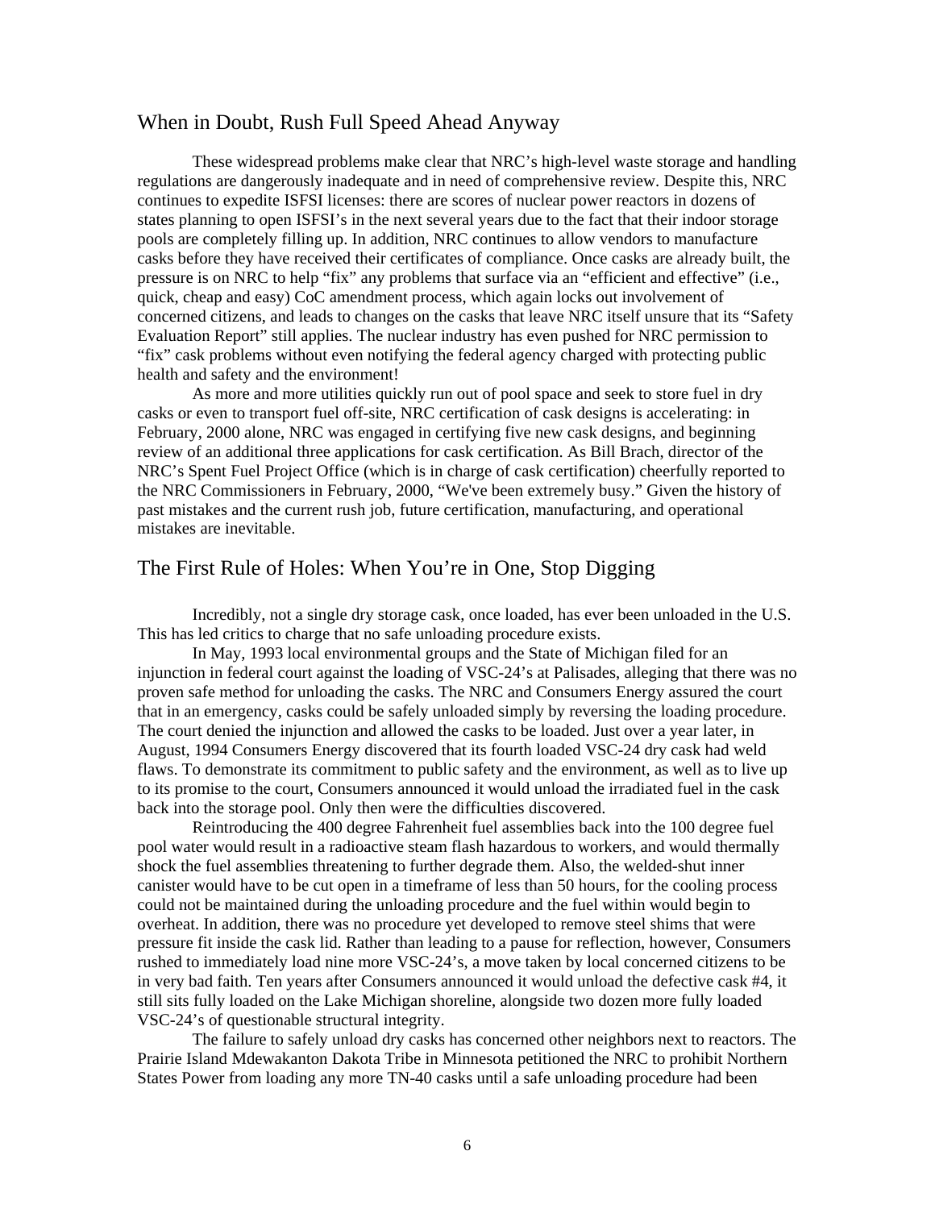## When in Doubt, Rush Full Speed Ahead Anyway

These widespread problems make clear that NRC's high-level waste storage and handling regulations are dangerously inadequate and in need of comprehensive review. Despite this, NRC continues to expedite ISFSI licenses: there are scores of nuclear power reactors in dozens of states planning to open ISFSI's in the next several years due to the fact that their indoor storage pools are completely filling up. In addition, NRC continues to allow vendors to manufacture casks before they have received their certificates of compliance. Once casks are already built, the pressure is on NRC to help "fix" any problems that surface via an "efficient and effective" (i.e., quick, cheap and easy) CoC amendment process, which again locks out involvement of concerned citizens, and leads to changes on the casks that leave NRC itself unsure that its "Safety Evaluation Report" still applies. The nuclear industry has even pushed for NRC permission to "fix" cask problems without even notifying the federal agency charged with protecting public health and safety and the environment!

As more and more utilities quickly run out of pool space and seek to store fuel in dry casks or even to transport fuel off-site, NRC certification of cask designs is accelerating: in February, 2000 alone, NRC was engaged in certifying five new cask designs, and beginning review of an additional three applications for cask certification. As Bill Brach, director of the NRC's Spent Fuel Project Office (which is in charge of cask certification) cheerfully reported to the NRC Commissioners in February, 2000, "We've been extremely busy." Given the history of past mistakes and the current rush job, future certification, manufacturing, and operational mistakes are inevitable.

## The First Rule of Holes: When You're in One, Stop Digging

Incredibly, not a single dry storage cask, once loaded, has ever been unloaded in the U.S. This has led critics to charge that no safe unloading procedure exists.

In May, 1993 local environmental groups and the State of Michigan filed for an injunction in federal court against the loading of VSC-24's at Palisades, alleging that there was no proven safe method for unloading the casks. The NRC and Consumers Energy assured the court that in an emergency, casks could be safely unloaded simply by reversing the loading procedure. The court denied the injunction and allowed the casks to be loaded. Just over a year later, in August, 1994 Consumers Energy discovered that its fourth loaded VSC-24 dry cask had weld flaws. To demonstrate its commitment to public safety and the environment, as well as to live up to its promise to the court, Consumers announced it would unload the irradiated fuel in the cask back into the storage pool. Only then were the difficulties discovered.

Reintroducing the 400 degree Fahrenheit fuel assemblies back into the 100 degree fuel pool water would result in a radioactive steam flash hazardous to workers, and would thermally shock the fuel assemblies threatening to further degrade them. Also, the welded-shut inner canister would have to be cut open in a timeframe of less than 50 hours, for the cooling process could not be maintained during the unloading procedure and the fuel within would begin to overheat. In addition, there was no procedure yet developed to remove steel shims that were pressure fit inside the cask lid. Rather than leading to a pause for reflection, however, Consumers rushed to immediately load nine more VSC-24's, a move taken by local concerned citizens to be in very bad faith. Ten years after Consumers announced it would unload the defective cask #4, it still sits fully loaded on the Lake Michigan shoreline, alongside two dozen more fully loaded VSC-24's of questionable structural integrity.

The failure to safely unload dry casks has concerned other neighbors next to reactors. The Prairie Island Mdewakanton Dakota Tribe in Minnesota petitioned the NRC to prohibit Northern States Power from loading any more TN-40 casks until a safe unloading procedure had been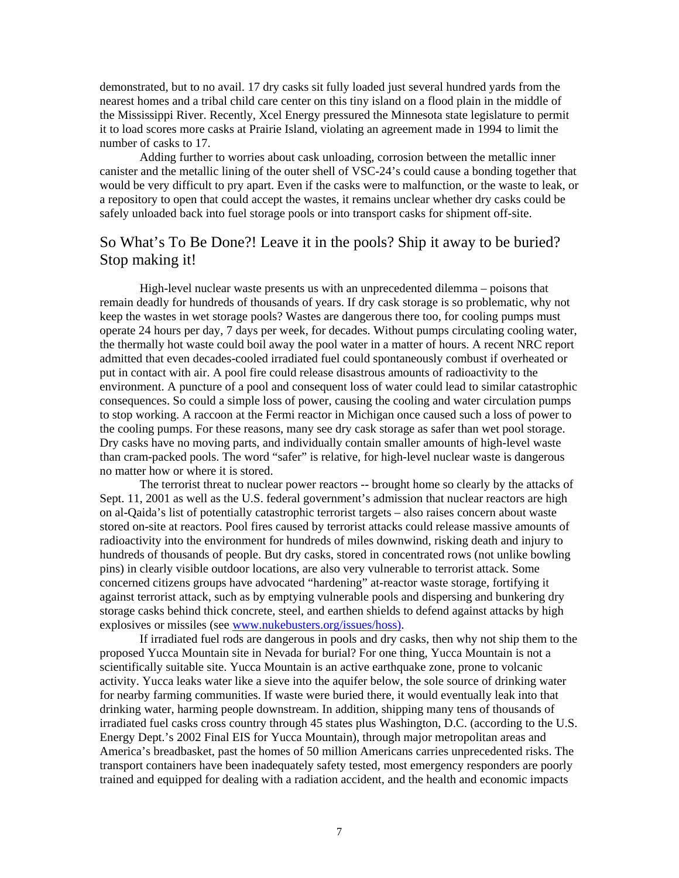demonstrated, but to no avail. 17 dry casks sit fully loaded just several hundred yards from the nearest homes and a tribal child care center on this tiny island on a flood plain in the middle of the Mississippi River. Recently, Xcel Energy pressured the Minnesota state legislature to permit it to load scores more casks at Prairie Island, violating an agreement made in 1994 to limit the number of casks to 17.

Adding further to worries about cask unloading, corrosion between the metallic inner canister and the metallic lining of the outer shell of VSC-24's could cause a bonding together that would be very difficult to pry apart. Even if the casks were to malfunction, or the waste to leak, or a repository to open that could accept the wastes, it remains unclear whether dry casks could be safely unloaded back into fuel storage pools or into transport casks for shipment off-site.

## So What's To Be Done?! Leave it in the pools? Ship it away to be buried? Stop making it!

High-level nuclear waste presents us with an unprecedented dilemma – poisons that remain deadly for hundreds of thousands of years. If dry cask storage is so problematic, why not keep the wastes in wet storage pools? Wastes are dangerous there too, for cooling pumps must operate 24 hours per day, 7 days per week, for decades. Without pumps circulating cooling water, the thermally hot waste could boil away the pool water in a matter of hours. A recent NRC report admitted that even decades-cooled irradiated fuel could spontaneously combust if overheated or put in contact with air. A pool fire could release disastrous amounts of radioactivity to the environment. A puncture of a pool and consequent loss of water could lead to similar catastrophic consequences. So could a simple loss of power, causing the cooling and water circulation pumps to stop working. A raccoon at the Fermi reactor in Michigan once caused such a loss of power to the cooling pumps. For these reasons, many see dry cask storage as safer than wet pool storage. Dry casks have no moving parts, and individually contain smaller amounts of high-level waste than cram-packed pools. The word "safer" is relative, for high-level nuclear waste is dangerous no matter how or where it is stored.

The terrorist threat to nuclear power reactors -- brought home so clearly by the attacks of Sept. 11, 2001 as well as the U.S. federal government's admission that nuclear reactors are high on al-Qaida's list of potentially catastrophic terrorist targets – also raises concern about waste stored on-site at reactors. Pool fires caused by terrorist attacks could release massive amounts of radioactivity into the environment for hundreds of miles downwind, risking death and injury to hundreds of thousands of people. But dry casks, stored in concentrated rows (not unlike bowling pins) in clearly visible outdoor locations, are also very vulnerable to terrorist attack. Some concerned citizens groups have advocated "hardening" at-reactor waste storage, fortifying it against terrorist attack, such as by emptying vulnerable pools and dispersing and bunkering dry storage casks behind thick concrete, steel, and earthen shields to defend against attacks by high explosives or missiles (see www.nukebusters.org/issues/hoss).

If irradiated fuel rods are dangerous in pools and dry casks, then why not ship them to the proposed Yucca Mountain site in Nevada for burial? For one thing, Yucca Mountain is not a scientifically suitable site. Yucca Mountain is an active earthquake zone, prone to volcanic activity. Yucca leaks water like a sieve into the aquifer below, the sole source of drinking water for nearby farming communities. If waste were buried there, it would eventually leak into that drinking water, harming people downstream. In addition, shipping many tens of thousands of irradiated fuel casks cross country through 45 states plus Washington, D.C. (according to the U.S. Energy Dept.'s 2002 Final EIS for Yucca Mountain), through major metropolitan areas and America's breadbasket, past the homes of 50 million Americans carries unprecedented risks. The transport containers have been inadequately safety tested, most emergency responders are poorly trained and equipped for dealing with a radiation accident, and the health and economic impacts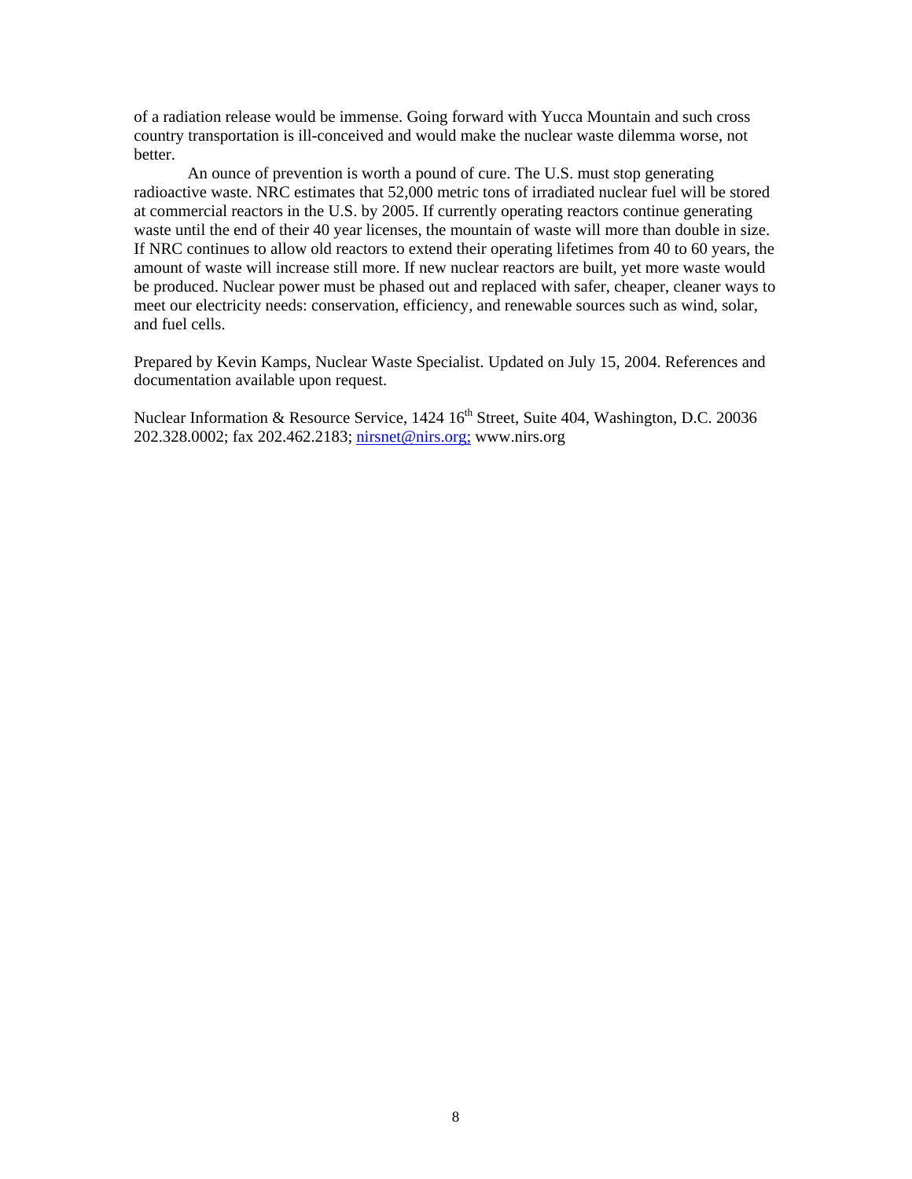of a radiation release would be immense. Going forward with Yucca Mountain and such cross country transportation is ill-conceived and would make the nuclear waste dilemma worse, not better.

An ounce of prevention is worth a pound of cure. The U.S. must stop generating radioactive waste. NRC estimates that 52,000 metric tons of irradiated nuclear fuel will be stored at commercial reactors in the U.S. by 2005. If currently operating reactors continue generating waste until the end of their 40 year licenses, the mountain of waste will more than double in size. If NRC continues to allow old reactors to extend their operating lifetimes from 40 to 60 years, the amount of waste will increase still more. If new nuclear reactors are built, yet more waste would be produced. Nuclear power must be phased out and replaced with safer, cheaper, cleaner ways to meet our electricity needs: conservation, efficiency, and renewable sources such as wind, solar, and fuel cells.

Prepared by Kevin Kamps, Nuclear Waste Specialist. Updated on July 15, 2004. References and documentation available upon request.

Nuclear Information & Resource Service, 1424 16th Street, Suite 404, Washington, D.C. 20036
202.328.0002; fax 202.462.2183; nirsnet@nirs.org; www.nirs.org